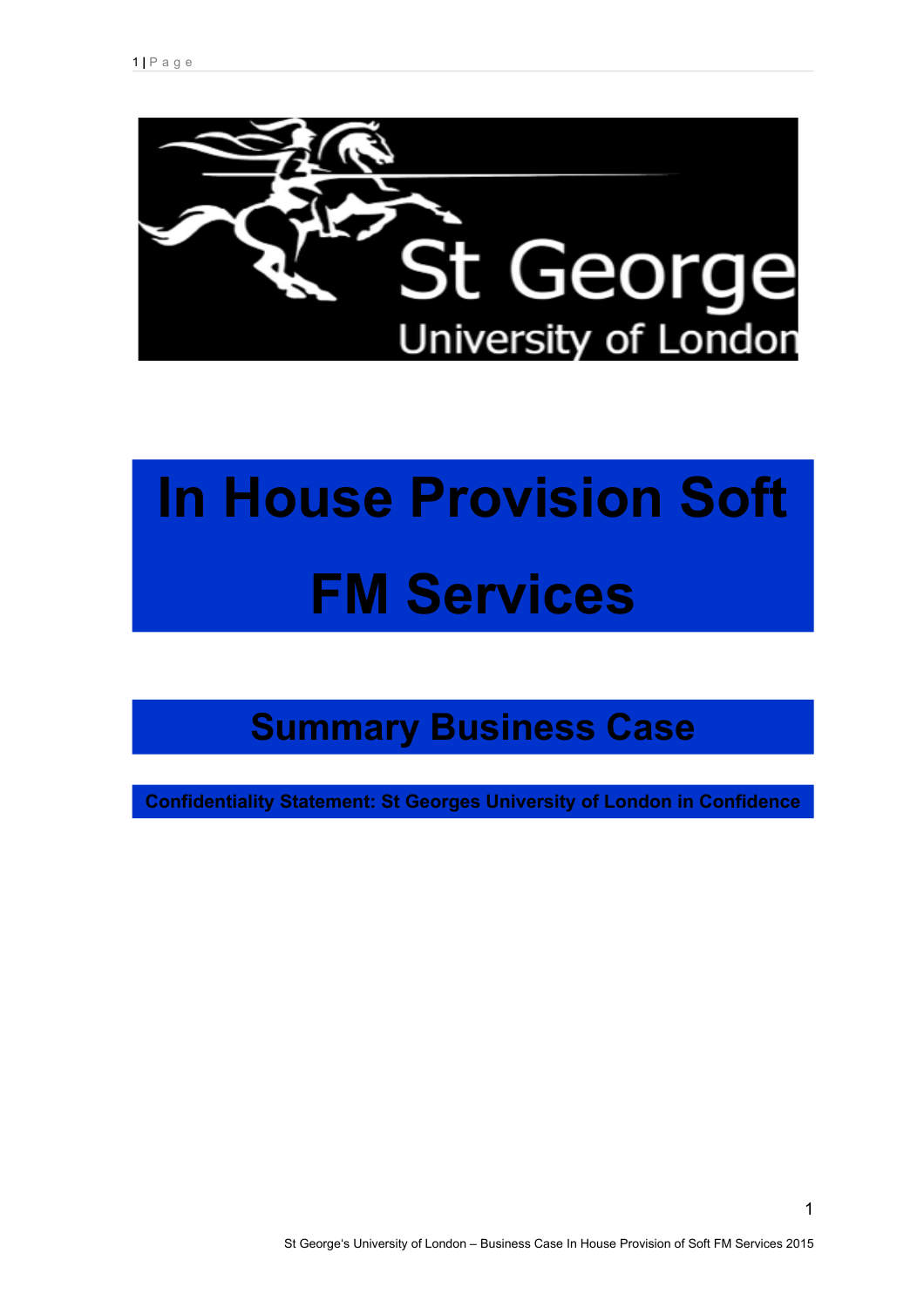# In House Provision Soft FM Services

## Summary Business Case

**Confidentiality Statement: St Georges University of London in Confidence**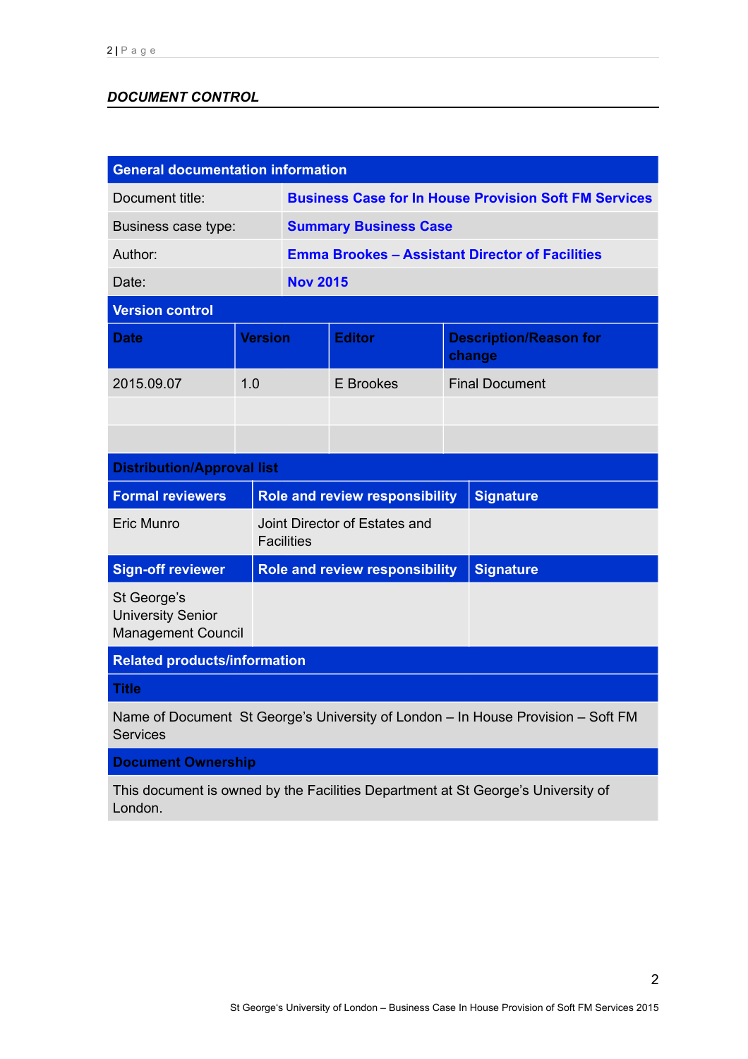## *DOCUMENT CONTROL*

| General documentation information | | | |
|---|---|---|---|
| Document title: | **Business Case for In House Provision Soft FM Services** | | |
| Business case type: | **Summary Business Case** | | |
| Author: | **Emma Brookes – Assistant Director of Facilities** | | |
| Date: | **Nov 2015** | | |

| Version control | | | |
|---|---|---|---|
| **Date** | **Version** | **Editor** | **Description/Reason for change** |
| 2015.09.07 | 1.0 | E Brookes | Final Document |
| | | | |
| | | | |

| Distribution/Approval list | | |
|---|---|---|
| **Formal reviewers** | **Role and review responsibility** | **Signature** |
| Eric Munro | Joint Director of Estates and Facilities | |
| **Sign-off reviewer** | **Role and review responsibility** | **Signature** |
| St George's University Senior Management Council | | |

| Related products/information |
|---|
| **Title** |
| Name of Document St George's University of London – In House Provision – Soft FM Services |

| Document Ownership |
|---|
| This document is owned by the Facilities Department at St George's University of London. |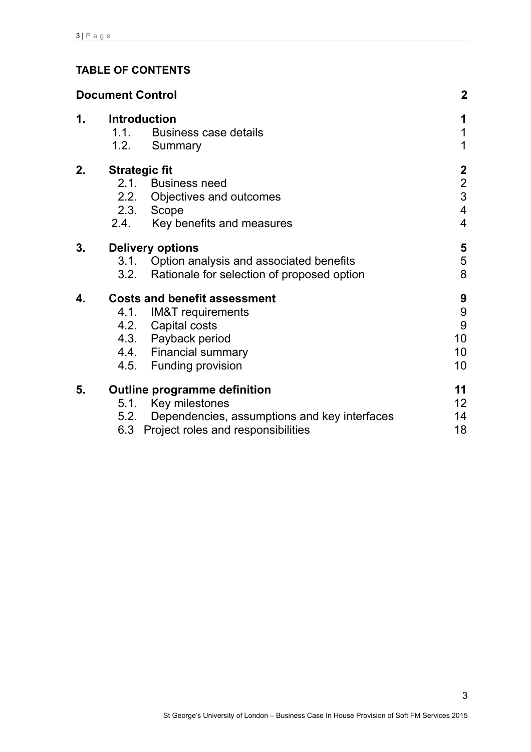**TABLE OF CONTENTS**

| | | |
|---|---|---|
| **Document Control** | | **2** |
| **1.** | **Introduction** | **1** |
| | 1.1. Business case details | 1 |
| | 1.2. Summary | 1 |
| **2.** | **Strategic fit** | **2** |
| | 2.1. Business need | 2 |
| | 2.2. Objectives and outcomes | 3 |
| | 2.3. Scope | 4 |
| | 2.4. Key benefits and measures | 4 |
| **3.** | **Delivery options** | **5** |
| | 3.1. Option analysis and associated benefits | 5 |
| | 3.2. Rationale for selection of proposed option | 8 |
| **4.** | **Costs and benefit assessment** | **9** |
| | 4.1. IM&T requirements | 9 |
| | 4.2. Capital costs | 9 |
| | 4.3. Payback period | 10 |
| | 4.4. Financial summary | 10 |
| | 4.5. Funding provision | 10 |
| **5.** | **Outline programme definition** | **11** |
| | 5.1. Key milestones | 12 |
| | 5.2. Dependencies, assumptions and key interfaces | 14 |
| | 6.3 Project roles and responsibilities | 18 |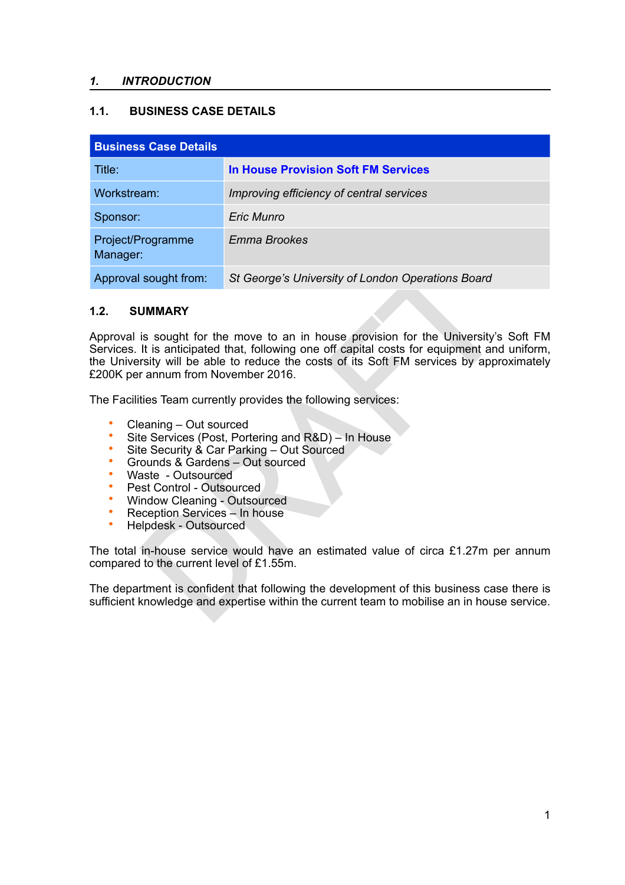# 1. INTRODUCTION

## 1.1. BUSINESS CASE DETAILS

| Business Case Details | |
|---|---|
| Title: | **In House Provision Soft FM Services** |
| Workstream: | *Improving efficiency of central services* |
| Sponsor: | *Eric Munro* |
| Project/Programme Manager: | *Emma Brookes* |
| Approval sought from: | *St George's University of London Operations Board* |

## 1.2. SUMMARY

Approval is sought for the move to an in house provision for the University's Soft FM Services. It is anticipated that, following one off capital costs for equipment and uniform, the University will be able to reduce the costs of its Soft FM services by approximately £200K per annum from November 2016.

The Facilities Team currently provides the following services:

- Cleaning – Out sourced
- Site Services (Post, Portering and R&D) – In House
- Site Security & Car Parking – Out Sourced
- Grounds & Gardens – Out sourced
- Waste - Outsourced
- Pest Control - Outsourced
- Window Cleaning - Outsourced
- Reception Services – In house
- Helpdesk - Outsourced

The total in-house service would have an estimated value of circa £1.27m per annum compared to the current level of £1.55m.

The department is confident that following the development of this business case there is sufficient knowledge and expertise within the current team to mobilise an in house service.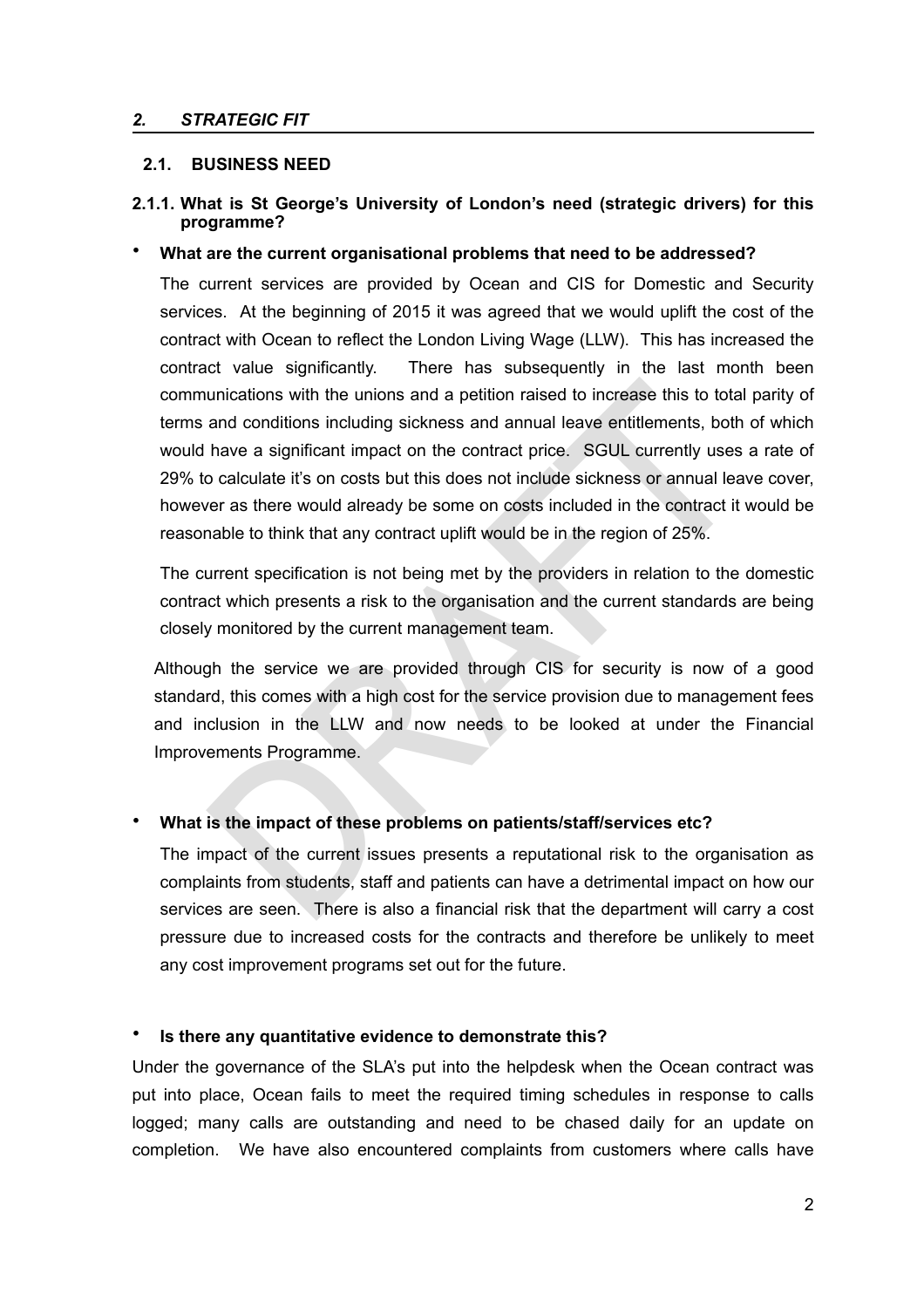## *2. STRATEGIC FIT*

### 2.1. BUSINESS NEED

#### 2.1.1. What is St George's University of London's need (strategic drivers) for this programme?

- **What are the current organisational problems that need to be addressed?**

  The current services are provided by Ocean and CIS for Domestic and Security services. At the beginning of 2015 it was agreed that we would uplift the cost of the contract with Ocean to reflect the London Living Wage (LLW). This has increased the contract value significantly. There has subsequently in the last month been communications with the unions and a petition raised to increase this to total parity of terms and conditions including sickness and annual leave entitlements, both of which would have a significant impact on the contract price. SGUL currently uses a rate of 29% to calculate it's on costs but this does not include sickness or annual leave cover, however as there would already be some on costs included in the contract it would be reasonable to think that any contract uplift would be in the region of 25%.

  The current specification is not being met by the providers in relation to the domestic contract which presents a risk to the organisation and the current standards are being closely monitored by the current management team.

  Although the service we are provided through CIS for security is now of a good standard, this comes with a high cost for the service provision due to management fees and inclusion in the LLW and now needs to be looked at under the Financial Improvements Programme.

- **What is the impact of these problems on patients/staff/services etc?**

  The impact of the current issues presents a reputational risk to the organisation as complaints from students, staff and patients can have a detrimental impact on how our services are seen. There is also a financial risk that the department will carry a cost pressure due to increased costs for the contracts and therefore be unlikely to meet any cost improvement programs set out for the future.

- **Is there any quantitative evidence to demonstrate this?**

Under the governance of the SLA's put into the helpdesk when the Ocean contract was put into place, Ocean fails to meet the required timing schedules in response to calls logged; many calls are outstanding and need to be chased daily for an update on completion. We have also encountered complaints from customers where calls have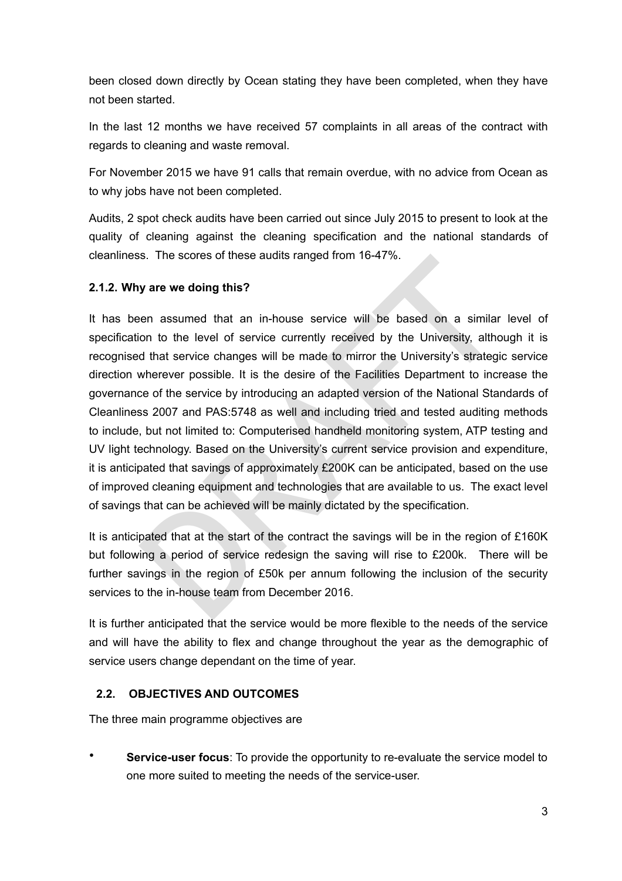been closed down directly by Ocean stating they have been completed, when they have not been started.

In the last 12 months we have received 57 complaints in all areas of the contract with regards to cleaning and waste removal.

For November 2015 we have 91 calls that remain overdue, with no advice from Ocean as to why jobs have not been completed.

Audits, 2 spot check audits have been carried out since July 2015 to present to look at the quality of cleaning against the cleaning specification and the national standards of cleanliness. The scores of these audits ranged from 16-47%.

### 2.1.2. Why are we doing this?

It has been assumed that an in-house service will be based on a similar level of specification to the level of service currently received by the University, although it is recognised that service changes will be made to mirror the University's strategic service direction wherever possible. It is the desire of the Facilities Department to increase the governance of the service by introducing an adapted version of the National Standards of Cleanliness 2007 and PAS:5748 as well and including tried and tested auditing methods to include, but not limited to: Computerised handheld monitoring system, ATP testing and UV light technology. Based on the University's current service provision and expenditure, it is anticipated that savings of approximately £200K can be anticipated, based on the use of improved cleaning equipment and technologies that are available to us. The exact level of savings that can be achieved will be mainly dictated by the specification.

It is anticipated that at the start of the contract the savings will be in the region of £160K but following a period of service redesign the saving will rise to £200k. There will be further savings in the region of £50k per annum following the inclusion of the security services to the in-house team from December 2016.

It is further anticipated that the service would be more flexible to the needs of the service and will have the ability to flex and change throughout the year as the demographic of service users change dependant on the time of year.

## 2.2. OBJECTIVES AND OUTCOMES

The three main programme objectives are

- **Service-user focus**: To provide the opportunity to re-evaluate the service model to one more suited to meeting the needs of the service-user.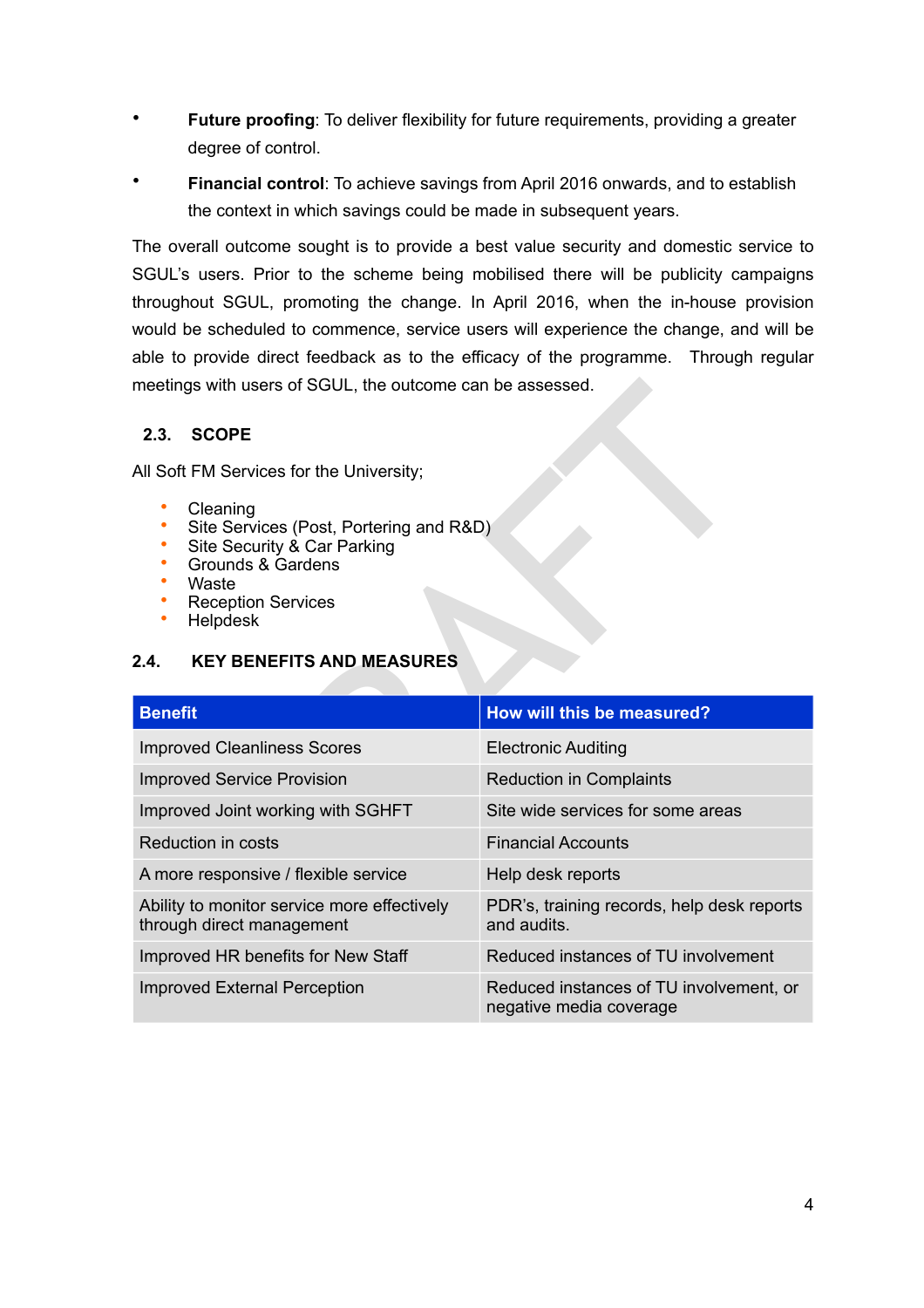- **Future proofing**: To deliver flexibility for future requirements, providing a greater degree of control.
- **Financial control**: To achieve savings from April 2016 onwards, and to establish the context in which savings could be made in subsequent years.

The overall outcome sought is to provide a best value security and domestic service to SGUL's users. Prior to the scheme being mobilised there will be publicity campaigns throughout SGUL, promoting the change. In April 2016, when the in-house provision would be scheduled to commence, service users will experience the change, and will be able to provide direct feedback as to the efficacy of the programme. Through regular meetings with users of SGUL, the outcome can be assessed.

### 2.3. SCOPE

All Soft FM Services for the University;

- Cleaning
- Site Services (Post, Portering and R&D)
- Site Security & Car Parking
- Grounds & Gardens
- Waste
- Reception Services
- Helpdesk

### 2.4. KEY BENEFITS AND MEASURES

| Benefit | How will this be measured? |
|---|---|
| Improved Cleanliness Scores | Electronic Auditing |
| Improved Service Provision | Reduction in Complaints |
| Improved Joint working with SGHFT | Site wide services for some areas |
| Reduction in costs | Financial Accounts |
| A more responsive / flexible service | Help desk reports |
| Ability to monitor service more effectively through direct management | PDR's, training records, help desk reports and audits. |
| Improved HR benefits for New Staff | Reduced instances of TU involvement |
| Improved External Perception | Reduced instances of TU involvement, or negative media coverage |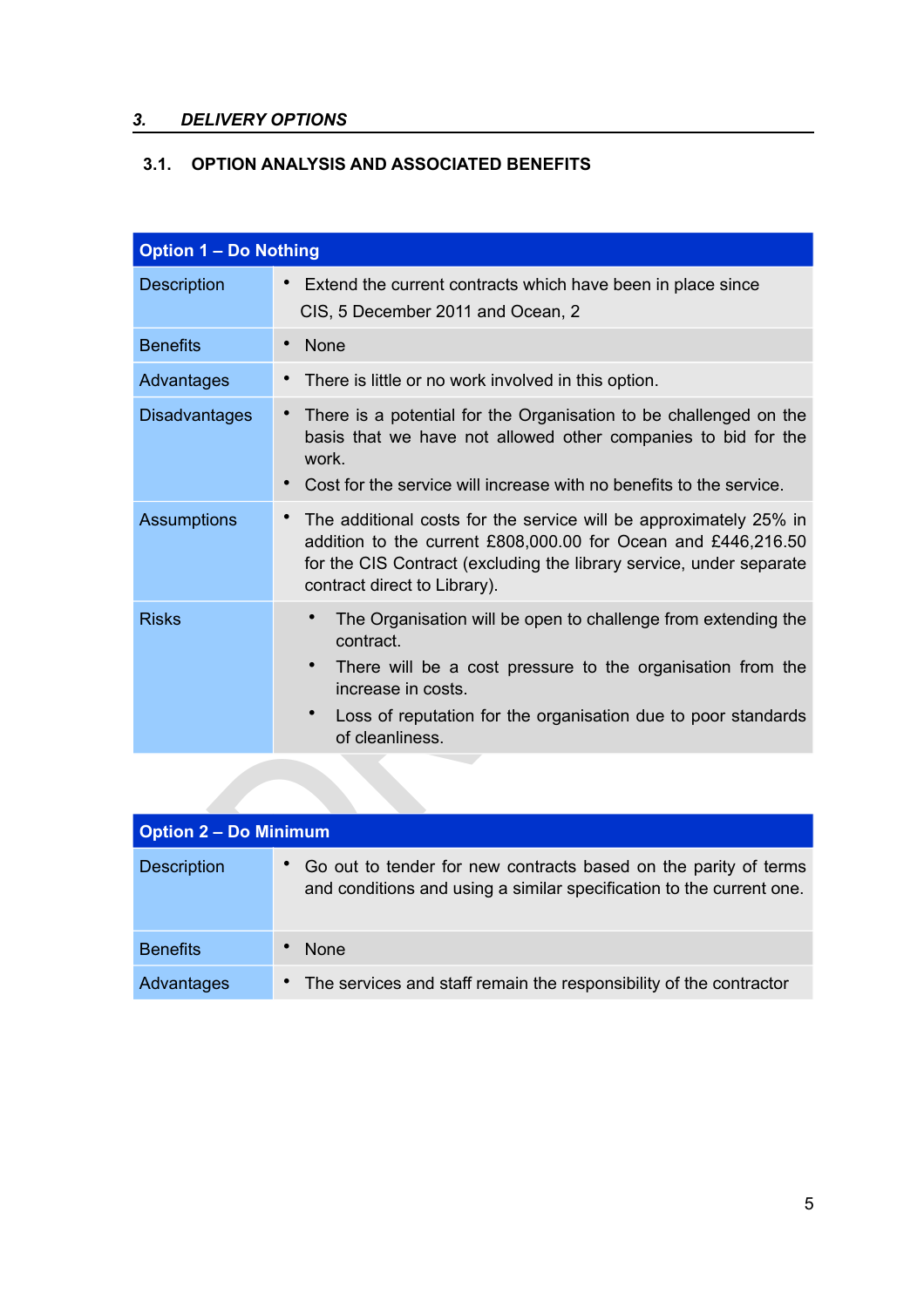## 3. DELIVERY OPTIONS

### 3.1. OPTION ANALYSIS AND ASSOCIATED BENEFITS

| Option 1 – Do Nothing | |
|---|---|
| Description | • Extend the current contracts which have been in place since CIS, 5 December 2011 and Ocean, 2 |
| Benefits | • None |
| Advantages | • There is little or no work involved in this option. |
| Disadvantages | • There is a potential for the Organisation to be challenged on the basis that we have not allowed other companies to bid for the work.<br>• Cost for the service will increase with no benefits to the service. |
| Assumptions | • The additional costs for the service will be approximately 25% in addition to the current £808,000.00 for Ocean and £446,216.50 for the CIS Contract (excluding the library service, under separate contract direct to Library). |
| Risks | • The Organisation will be open to challenge from extending the contract.<br>• There will be a cost pressure to the organisation from the increase in costs.<br>• Loss of reputation for the organisation due to poor standards of cleanliness. |

| Option 2 – Do Minimum | |
|---|---|
| Description | • Go out to tender for new contracts based on the parity of terms and conditions and using a similar specification to the current one. |
| Benefits | • None |
| Advantages | • The services and staff remain the responsibility of the contractor |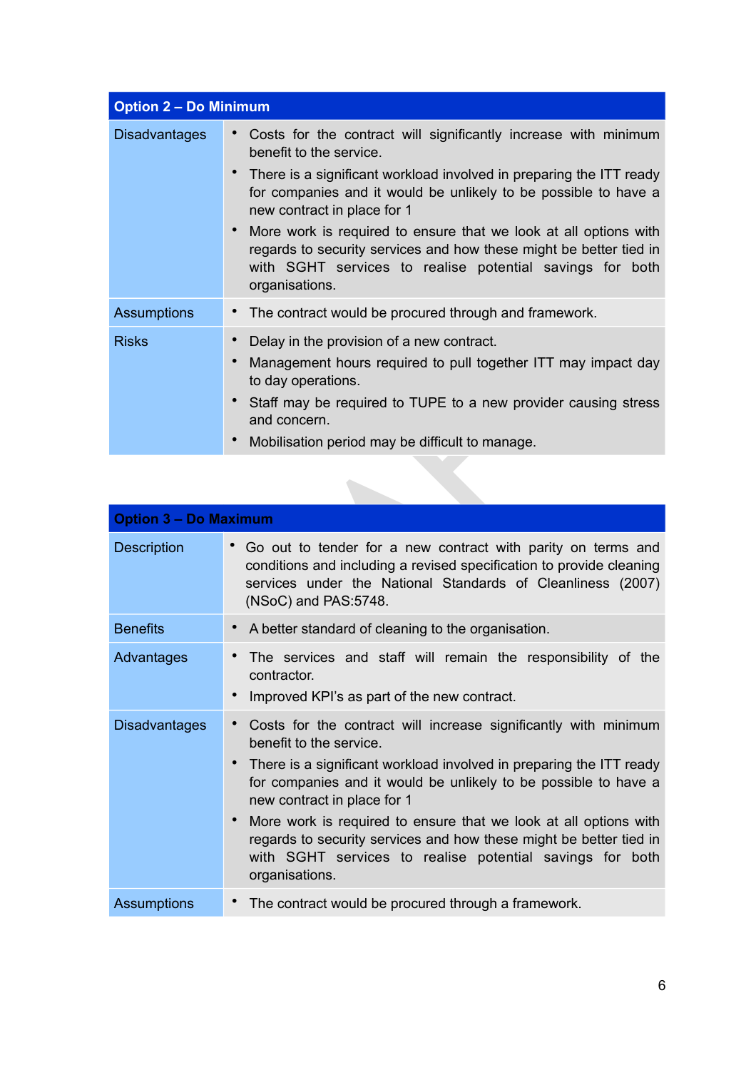| Option 2 – Do Minimum | |
|---|---|
| Disadvantages | • Costs for the contract will significantly increase with minimum benefit to the service.<br>• There is a significant workload involved in preparing the ITT ready for companies and it would be unlikely to be possible to have a new contract in place for 1<br>• More work is required to ensure that we look at all options with regards to security services and how these might be better tied in with SGHT services to realise potential savings for both organisations. |
| Assumptions | • The contract would be procured through and framework. |
| Risks | • Delay in the provision of a new contract.<br>• Management hours required to pull together ITT may impact day to day operations.<br>• Staff may be required to TUPE to a new provider causing stress and concern.<br>• Mobilisation period may be difficult to manage. |

| Option 3 – Do Maximum | |
|---|---|
| Description | • Go out to tender for a new contract with parity on terms and conditions and including a revised specification to provide cleaning services under the National Standards of Cleanliness (2007) (NSoC) and PAS:5748. |
| Benefits | • A better standard of cleaning to the organisation. |
| Advantages | • The services and staff will remain the responsibility of the contractor.<br>• Improved KPI's as part of the new contract. |
| Disadvantages | • Costs for the contract will increase significantly with minimum benefit to the service.<br>• There is a significant workload involved in preparing the ITT ready for companies and it would be unlikely to be possible to have a new contract in place for 1<br>• More work is required to ensure that we look at all options with regards to security services and how these might be better tied in with SGHT services to realise potential savings for both organisations. |
| Assumptions | • The contract would be procured through a framework. |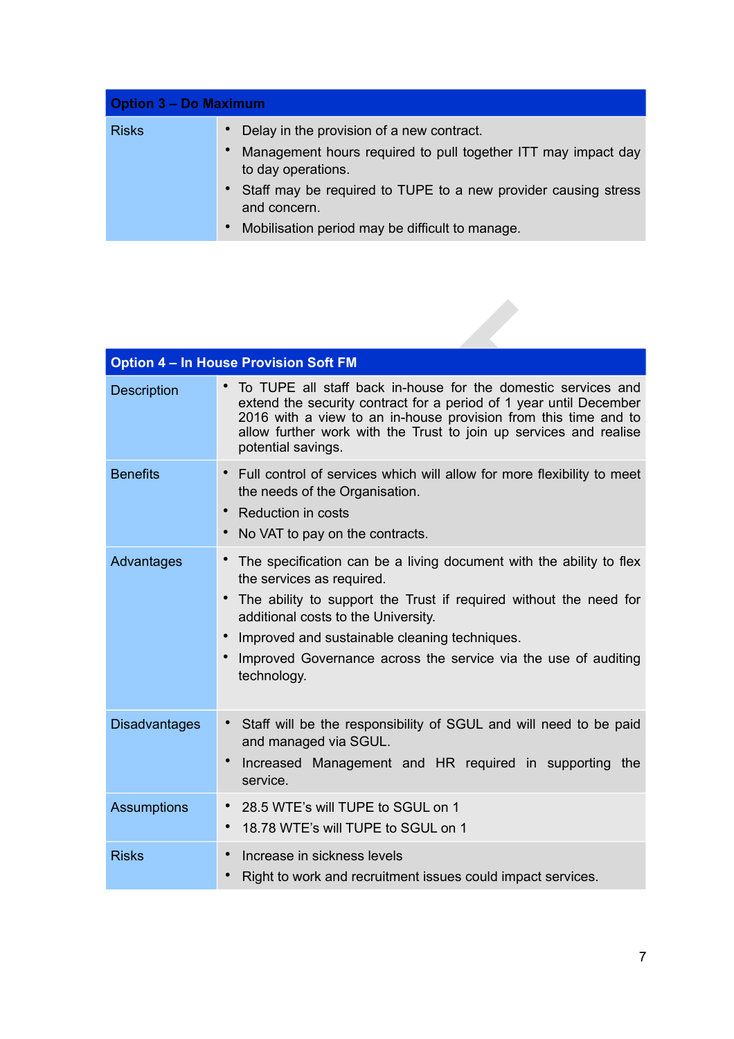| Option 3 – Do Maximum | |
|---|---|
| Risks | • Delay in the provision of a new contract.<br>• Management hours required to pull together ITT may impact day to day operations.<br>• Staff may be required to TUPE to a new provider causing stress and concern.<br>• Mobilisation period may be difficult to manage. |

| Option 4 – In House Provision Soft FM | |
|---|---|
| Description | • To TUPE all staff back in-house for the domestic services and extend the security contract for a period of 1 year until December 2016 with a view to an in-house provision from this time and to allow further work with the Trust to join up services and realise potential savings. |
| Benefits | • Full control of services which will allow for more flexibility to meet the needs of the Organisation.<br>• Reduction in costs<br>• No VAT to pay on the contracts. |
| Advantages | • The specification can be a living document with the ability to flex the services as required.<br>• The ability to support the Trust if required without the need for additional costs to the University.<br>• Improved and sustainable cleaning techniques.<br>• Improved Governance across the service via the use of auditing technology. |
| Disadvantages | • Staff will be the responsibility of SGUL and will need to be paid and managed via SGUL.<br>• Increased Management and HR required in supporting the service. |
| Assumptions | • 28.5 WTE's will TUPE to SGUL on 1<br>• 18.78 WTE's will TUPE to SGUL on 1 |
| Risks | • Increase in sickness levels<br>• Right to work and recruitment issues could impact services. |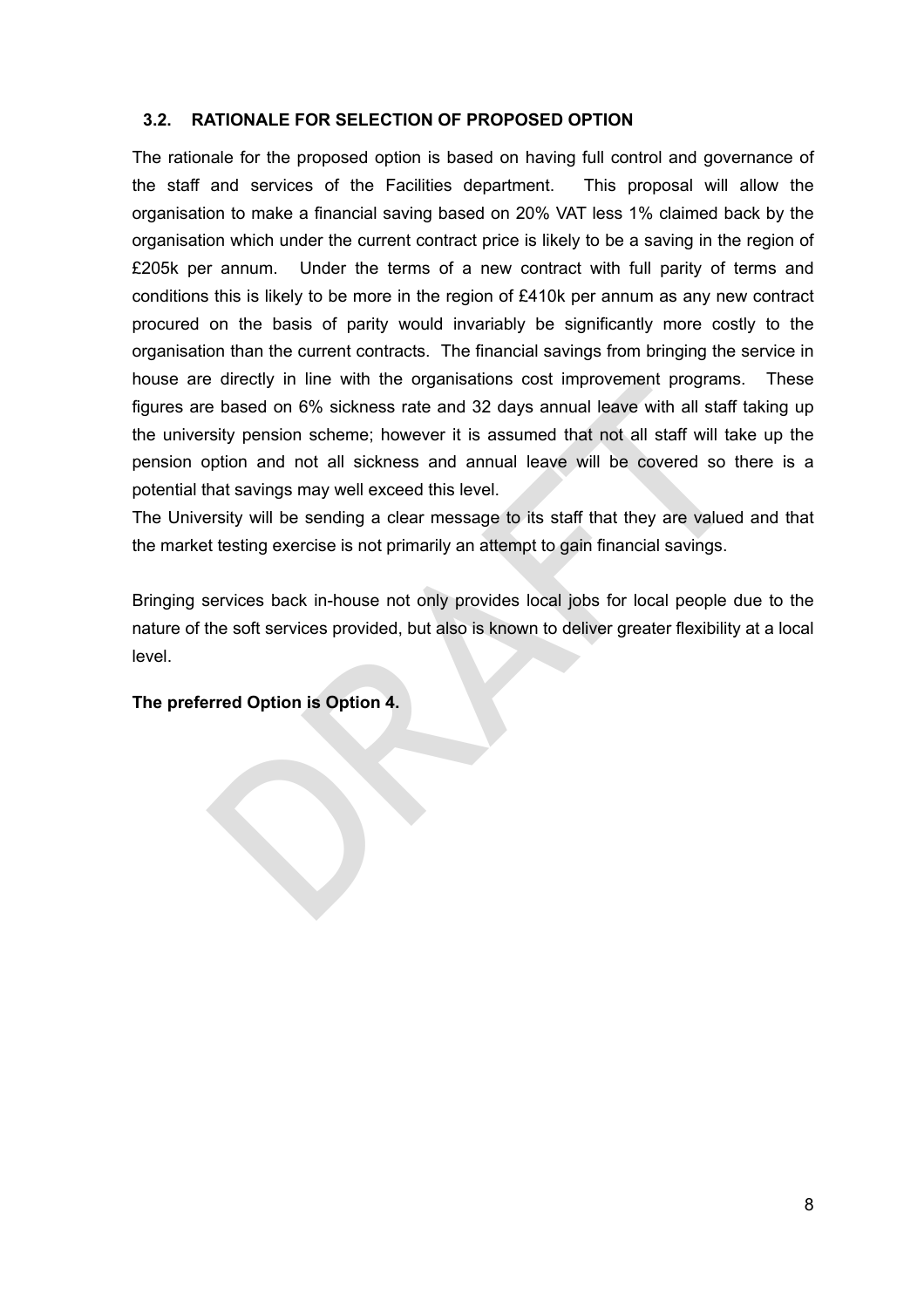### 3.2. RATIONALE FOR SELECTION OF PROPOSED OPTION

The rationale for the proposed option is based on having full control and governance of the staff and services of the Facilities department. This proposal will allow the organisation to make a financial saving based on 20% VAT less 1% claimed back by the organisation which under the current contract price is likely to be a saving in the region of £205k per annum. Under the terms of a new contract with full parity of terms and conditions this is likely to be more in the region of £410k per annum as any new contract procured on the basis of parity would invariably be significantly more costly to the organisation than the current contracts. The financial savings from bringing the service in house are directly in line with the organisations cost improvement programs. These figures are based on 6% sickness rate and 32 days annual leave with all staff taking up the university pension scheme; however it is assumed that not all staff will take up the pension option and not all sickness and annual leave will be covered so there is a potential that savings may well exceed this level.
The University will be sending a clear message to its staff that they are valued and that the market testing exercise is not primarily an attempt to gain financial savings.

Bringing services back in-house not only provides local jobs for local people due to the nature of the soft services provided, but also is known to deliver greater flexibility at a local level.

**The preferred Option is Option 4.**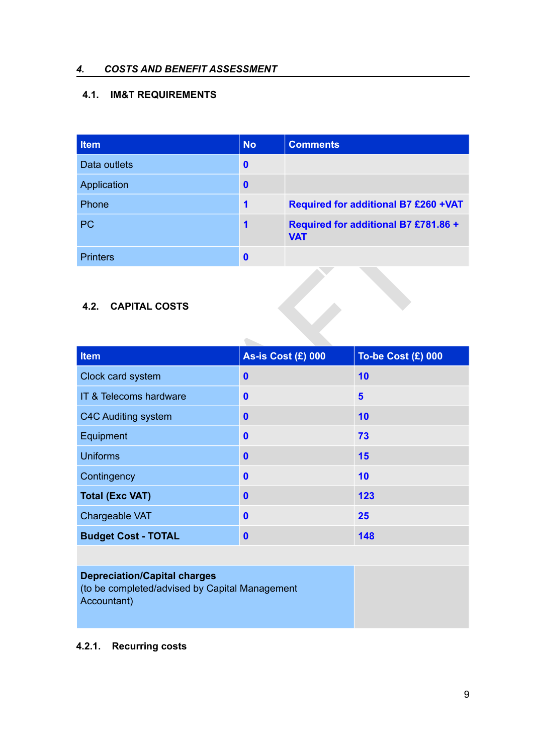## 4. COSTS AND BENEFIT ASSESSMENT

### 4.1. IM&T REQUIREMENTS

| Item | No | Comments |
|---|---|---|
| Data outlets | 0 | |
| Application | 0 | |
| Phone | 1 | Required for additional B7 £260 +VAT |
| PC | 1 | Required for additional B7 £781.86 + VAT |
| Printers | 0 | |

### 4.2. CAPITAL COSTS

| Item | As-is Cost (£) 000 | To-be Cost (£) 000 |
|---|---|---|
| Clock card system | 0 | 10 |
| IT & Telecoms hardware | 0 | 5 |
| C4C Auditing system | 0 | 10 |
| Equipment | 0 | 73 |
| Uniforms | 0 | 15 |
| Contingency | 0 | 10 |
| **Total (Exc VAT)** | 0 | 123 |
| Chargeable VAT | 0 | 25 |
| **Budget Cost - TOTAL** | 0 | 148 |
| | | |
| **Depreciation/Capital charges** (to be completed/advised by Capital Management Accountant) | | |

#### 4.2.1. Recurring costs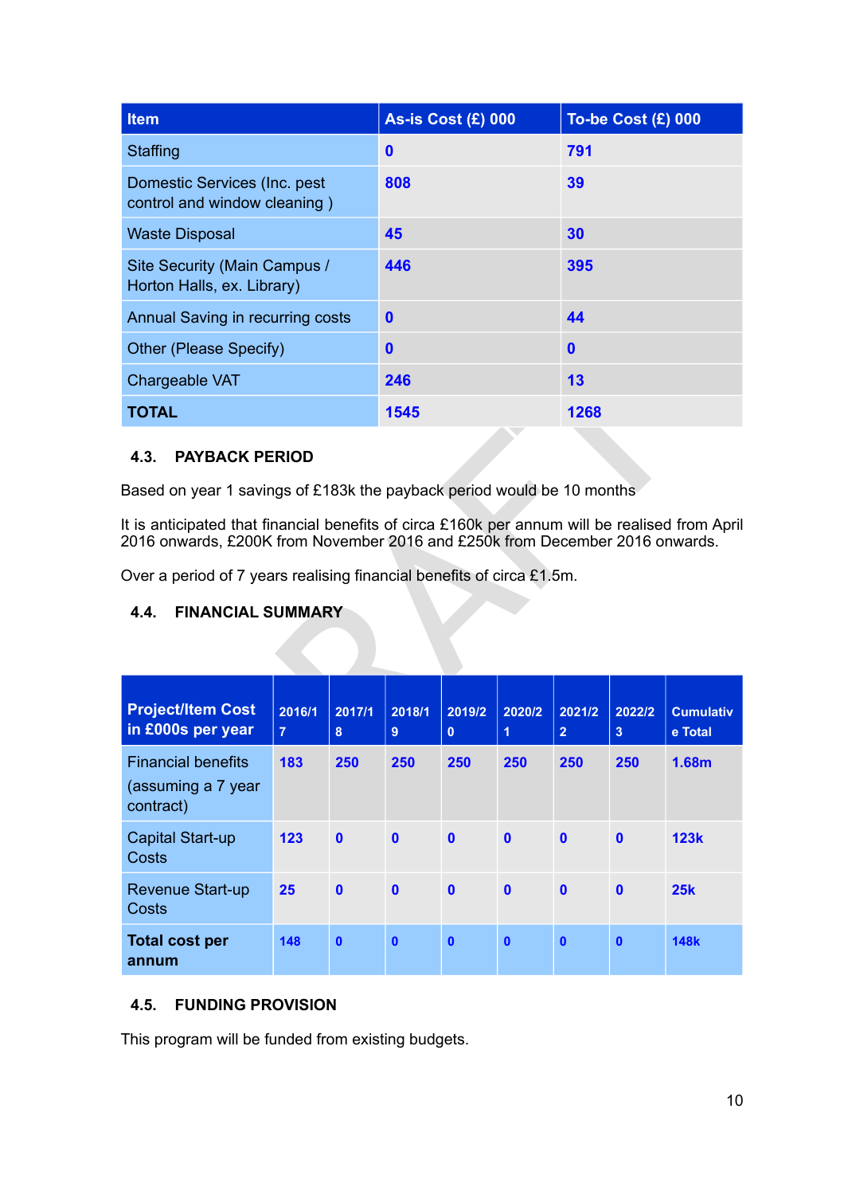| Item | As-is Cost (£) 000 | To-be Cost (£) 000 |
|---|---|---|
| Staffing | 0 | 791 |
| Domestic Services (Inc. pest control and window cleaning ) | 808 | 39 |
| Waste Disposal | 45 | 30 |
| Site Security (Main Campus / Horton Halls, ex. Library) | 446 | 395 |
| Annual Saving in recurring costs | 0 | 44 |
| Other (Please Specify) | 0 | 0 |
| Chargeable VAT | 246 | 13 |
| **TOTAL** | 1545 | 1268 |

### 4.3. PAYBACK PERIOD

Based on year 1 savings of £183k the payback period would be 10 months

It is anticipated that financial benefits of circa £160k per annum will be realised from April 2016 onwards, £200K from November 2016 and £250k from December 2016 onwards.

Over a period of 7 years realising financial benefits of circa £1.5m.

### 4.4. FINANCIAL SUMMARY

| Project/Item Cost in £000s per year | 2016/17 | 2017/18 | 2018/19 | 2019/20 | 2020/21 | 2021/22 | 2022/23 | Cumulative Total |
|---|---|---|---|---|---|---|---|---|
| Financial benefits (assuming a 7 year contract) | 183 | 250 | 250 | 250 | 250 | 250 | 250 | 1.68m |
| Capital Start-up Costs | 123 | 0 | 0 | 0 | 0 | 0 | 0 | 123k |
| Revenue Start-up Costs | 25 | 0 | 0 | 0 | 0 | 0 | 0 | 25k |
| **Total cost per annum** | 148 | 0 | 0 | 0 | 0 | 0 | 0 | 148k |

### 4.5. FUNDING PROVISION

This program will be funded from existing budgets.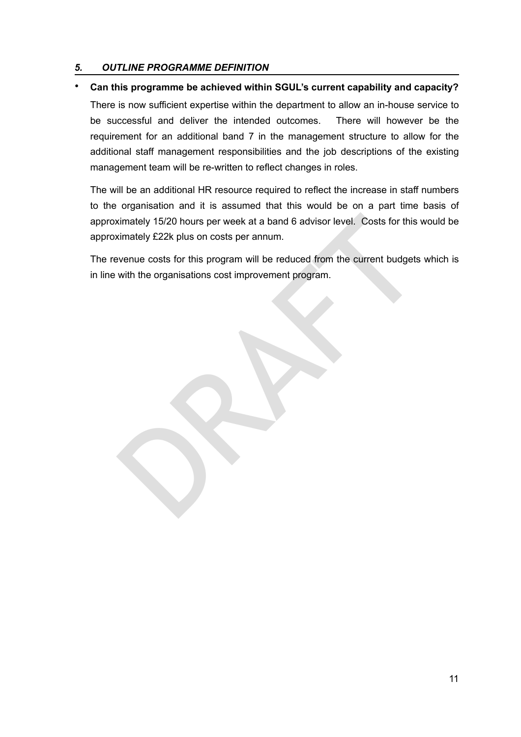## *5. OUTLINE PROGRAMME DEFINITION*

- **Can this programme be achieved within SGUL's current capability and capacity?**

  There is now sufficient expertise within the department to allow an in-house service to be successful and deliver the intended outcomes. There will however be the requirement for an additional band 7 in the management structure to allow for the additional staff management responsibilities and the job descriptions of the existing management team will be re-written to reflect changes in roles.

  The will be an additional HR resource required to reflect the increase in staff numbers to the organisation and it is assumed that this would be on a part time basis of approximately 15/20 hours per week at a band 6 advisor level. Costs for this would be approximately £22k plus on costs per annum.

  The revenue costs for this program will be reduced from the current budgets which is in line with the organisations cost improvement program.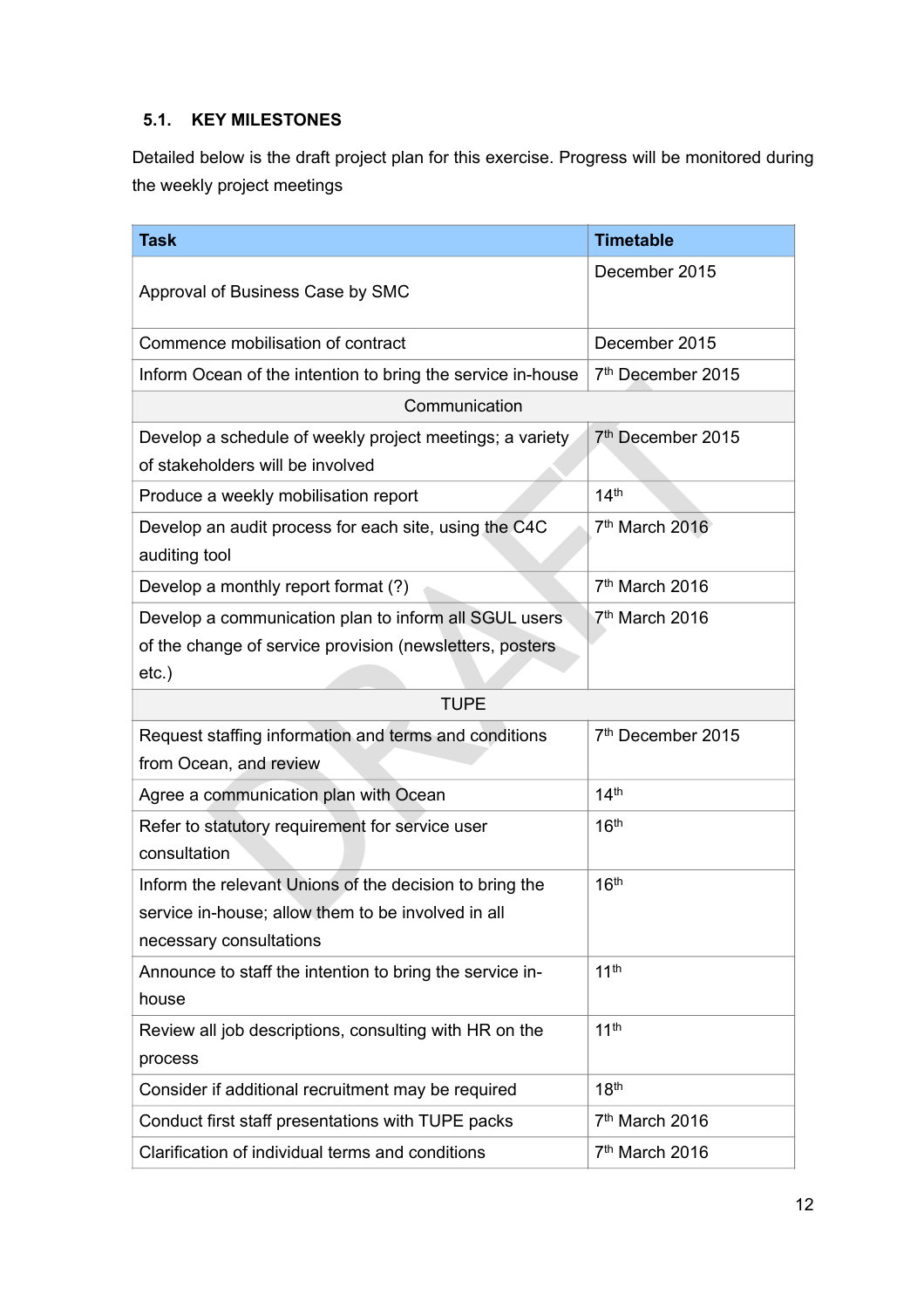### 5.1. KEY MILESTONES

Detailed below is the draft project plan for this exercise. Progress will be monitored during the weekly project meetings

| Task | Timetable |
|---|---|
| Approval of Business Case by SMC | December 2015 |
| Commence mobilisation of contract | December 2015 |
| Inform Ocean of the intention to bring the service in-house | 7th December 2015 |
| Communication | |
| Develop a schedule of weekly project meetings; a variety of stakeholders will be involved | 7th December 2015 |
| Produce a weekly mobilisation report | 14th |
| Develop an audit process for each site, using the C4C auditing tool | 7th March 2016 |
| Develop a monthly report format (?) | 7th March 2016 |
| Develop a communication plan to inform all SGUL users of the change of service provision (newsletters, posters etc.) | 7th March 2016 |
| TUPE | |
| Request staffing information and terms and conditions from Ocean, and review | 7th December 2015 |
| Agree a communication plan with Ocean | 14th |
| Refer to statutory requirement for service user consultation | 16th |
| Inform the relevant Unions of the decision to bring the service in-house; allow them to be involved in all necessary consultations | 16th |
| Announce to staff the intention to bring the service in-house | 11th |
| Review all job descriptions, consulting with HR on the process | 11th |
| Consider if additional recruitment may be required | 18th |
| Conduct first staff presentations with TUPE packs | 7th March 2016 |
| Clarification of individual terms and conditions | 7th March 2016 |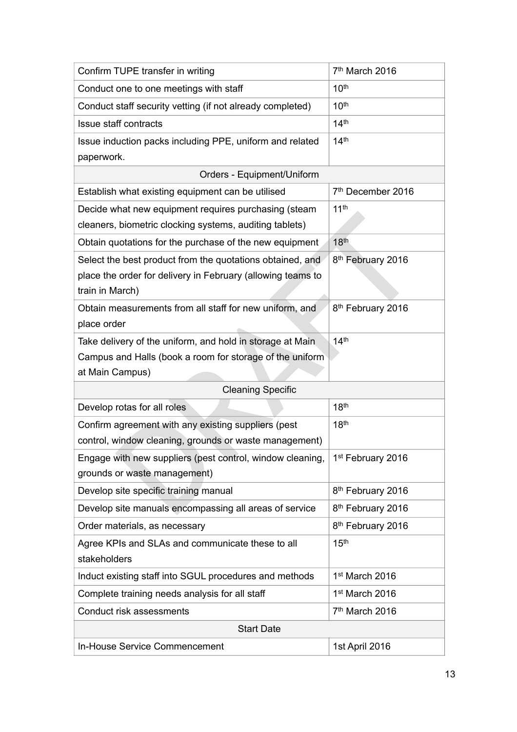| Confirm TUPE transfer in writing | 7th March 2016 |
|---|---|
| Conduct one to one meetings with staff | 10th |
| Conduct staff security vetting (if not already completed) | 10th |
| Issue staff contracts | 14th |
| Issue induction packs including PPE, uniform and related paperwork. | 14th |
| Orders - Equipment/Uniform | |
| Establish what existing equipment can be utilised | 7th December 2016 |
| Decide what new equipment requires purchasing (steam cleaners, biometric clocking systems, auditing tablets) | 11th |
| Obtain quotations for the purchase of the new equipment | 18th |
| Select the best product from the quotations obtained, and place the order for delivery in February (allowing teams to train in March) | 8th February 2016 |
| Obtain measurements from all staff for new uniform, and place order | 8th February 2016 |
| Take delivery of the uniform, and hold in storage at Main Campus and Halls (book a room for storage of the uniform at Main Campus) | 14th |
| Cleaning Specific | |
| Develop rotas for all roles | 18th |
| Confirm agreement with any existing suppliers (pest control, window cleaning, grounds or waste management) | 18th |
| Engage with new suppliers (pest control, window cleaning, grounds or waste management) | 1st February 2016 |
| Develop site specific training manual | 8th February 2016 |
| Develop site manuals encompassing all areas of service | 8th February 2016 |
| Order materials, as necessary | 8th February 2016 |
| Agree KPIs and SLAs and communicate these to all stakeholders | 15th |
| Induct existing staff into SGUL procedures and methods | 1st March 2016 |
| Complete training needs analysis for all staff | 1st March 2016 |
| Conduct risk assessments | 7th March 2016 |
| Start Date | |
| In-House Service Commencement | 1st April 2016 |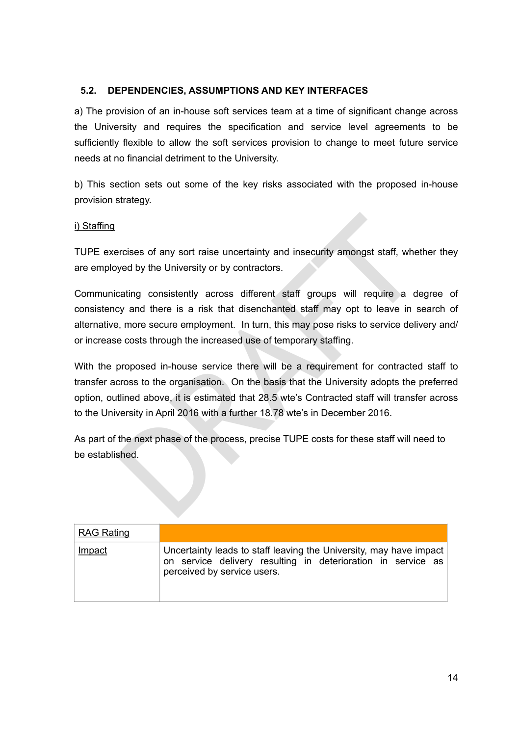### 5.2. DEPENDENCIES, ASSUMPTIONS AND KEY INTERFACES

a) The provision of an in-house soft services team at a time of significant change across the University and requires the specification and service level agreements to be sufficiently flexible to allow the soft services provision to change to meet future service needs at no financial detriment to the University.

b) This section sets out some of the key risks associated with the proposed in-house provision strategy.

i) Staffing

TUPE exercises of any sort raise uncertainty and insecurity amongst staff, whether they are employed by the University or by contractors.

Communicating consistently across different staff groups will require a degree of consistency and there is a risk that disenchanted staff may opt to leave in search of alternative, more secure employment. In turn, this may pose risks to service delivery and/ or increase costs through the increased use of temporary staffing.

With the proposed in-house service there will be a requirement for contracted staff to transfer across to the organisation. On the basis that the University adopts the preferred option, outlined above, it is estimated that 28.5 wte's Contracted staff will transfer across to the University in April 2016 with a further 18.78 wte's in December 2016.

As part of the next phase of the process, precise TUPE costs for these staff will need to be established.

| RAG Rating | |
|---|---|
| Impact | Uncertainty leads to staff leaving the University, may have impact on service delivery resulting in deterioration in service as perceived by service users. |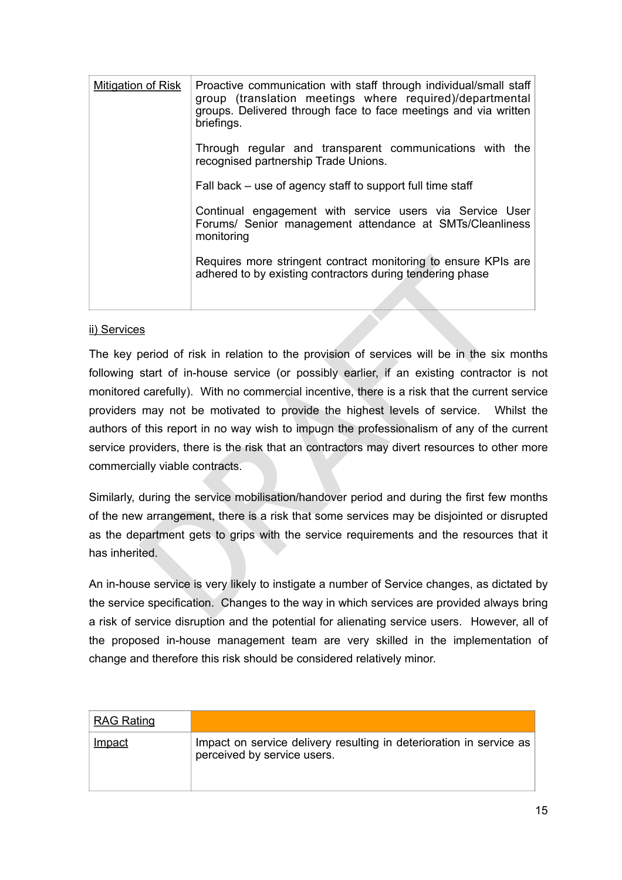| Mitigation of Risk | Proactive communication with staff through individual/small staff group (translation meetings where required)/departmental groups. Delivered through face to face meetings and via written briefings.<br><br>Through regular and transparent communications with the recognised partnership Trade Unions.<br><br>Fall back – use of agency staff to support full time staff<br><br>Continual engagement with service users via Service User Forums/ Senior management attendance at SMTs/Cleanliness monitoring<br><br>Requires more stringent contract monitoring to ensure KPIs are adhered to by existing contractors during tendering phase |
|---|---|

ii) Services

The key period of risk in relation to the provision of services will be in the six months following start of in-house service (or possibly earlier, if an existing contractor is not monitored carefully). With no commercial incentive, there is a risk that the current service providers may not be motivated to provide the highest levels of service. Whilst the authors of this report in no way wish to impugn the professionalism of any of the current service providers, there is the risk that an contractors may divert resources to other more commercially viable contracts.

Similarly, during the service mobilisation/handover period and during the first few months of the new arrangement, there is a risk that some services may be disjointed or disrupted as the department gets to grips with the service requirements and the resources that it has inherited.

An in-house service is very likely to instigate a number of Service changes, as dictated by the service specification. Changes to the way in which services are provided always bring a risk of service disruption and the potential for alienating service users. However, all of the proposed in-house management team are very skilled in the implementation of change and therefore this risk should be considered relatively minor.

| RAG Rating | |
|---|---|
| Impact | Impact on service delivery resulting in deterioration in service as perceived by service users. |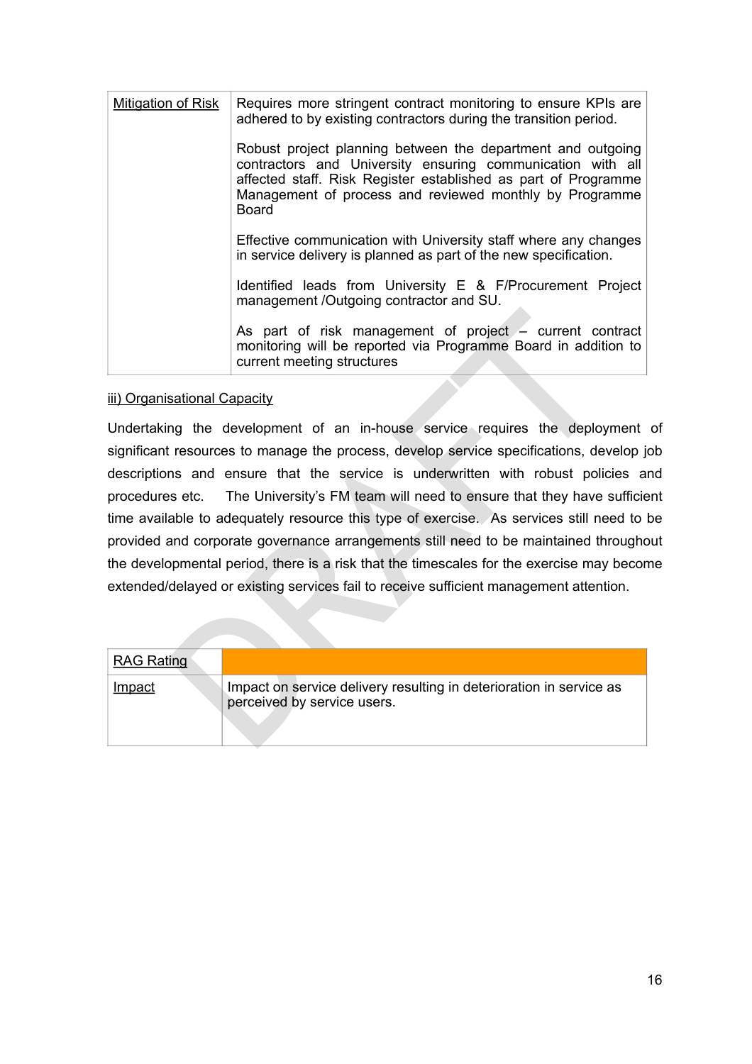| Mitigation of Risk | Requires more stringent contract monitoring to ensure KPIs are adhered to by existing contractors during the transition period.<br><br>Robust project planning between the department and outgoing contractors and University ensuring communication with all affected staff. Risk Register established as part of Programme Management of process and reviewed monthly by Programme Board<br><br>Effective communication with University staff where any changes in service delivery is planned as part of the new specification.<br><br>Identified leads from University E & F/Procurement Project management /Outgoing contractor and SU.<br><br>As part of risk management of project – current contract monitoring will be reported via Programme Board in addition to current meeting structures |
|---|---|

iii) Organisational Capacity

Undertaking the development of an in-house service requires the deployment of significant resources to manage the process, develop service specifications, develop job descriptions and ensure that the service is underwritten with robust policies and procedures etc. The University's FM team will need to ensure that they have sufficient time available to adequately resource this type of exercise. As services still need to be provided and corporate governance arrangements still need to be maintained throughout the developmental period, there is a risk that the timescales for the exercise may become extended/delayed or existing services fail to receive sufficient management attention.

| RAG Rating | |
|---|---|
| Impact | Impact on service delivery resulting in deterioration in service as perceived by service users. |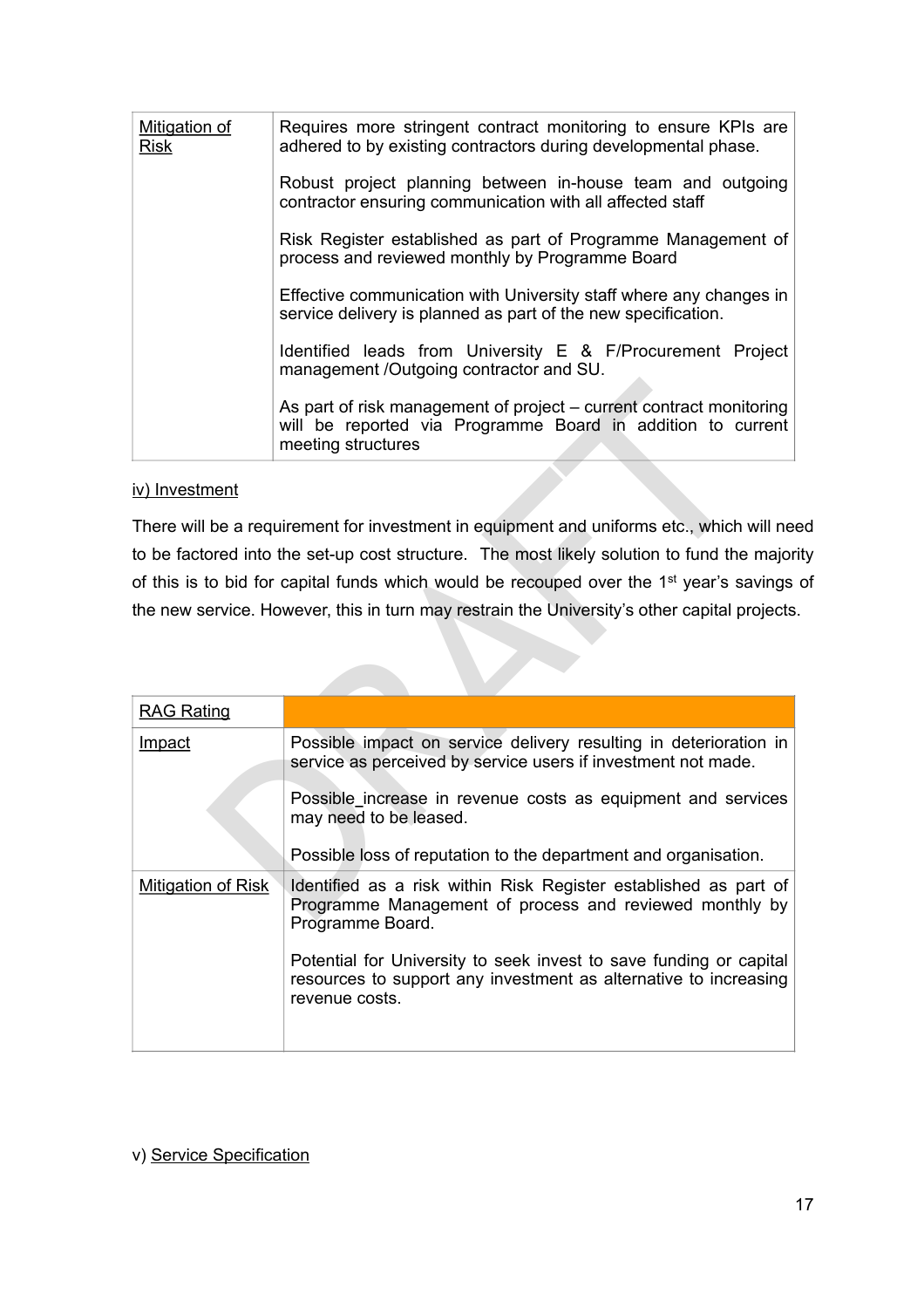| Mitigation of Risk | Requires more stringent contract monitoring to ensure KPIs are adhered to by existing contractors during developmental phase.<br><br>Robust project planning between in-house team and outgoing contractor ensuring communication with all affected staff<br><br>Risk Register established as part of Programme Management of process and reviewed monthly by Programme Board<br><br>Effective communication with University staff where any changes in service delivery is planned as part of the new specification.<br><br>Identified leads from University E & F/Procurement Project management /Outgoing contractor and SU.<br><br>As part of risk management of project – current contract monitoring will be reported via Programme Board in addition to current meeting structures |
|---|---|

iv) Investment

There will be a requirement for investment in equipment and uniforms etc., which will need to be factored into the set-up cost structure. The most likely solution to fund the majority of this is to bid for capital funds which would be recouped over the 1st year's savings of the new service. However, this in turn may restrain the University's other capital projects.

| RAG Rating | |
|---|---|
| Impact | Possible impact on service delivery resulting in deterioration in service as perceived by service users if investment not made.<br><br>Possible_increase in revenue costs as equipment and services may need to be leased.<br><br>Possible loss of reputation to the department and organisation. |
| Mitigation of Risk | Identified as a risk within Risk Register established as part of Programme Management of process and reviewed monthly by Programme Board.<br><br>Potential for University to seek invest to save funding or capital resources to support any investment as alternative to increasing revenue costs. |

v) Service Specification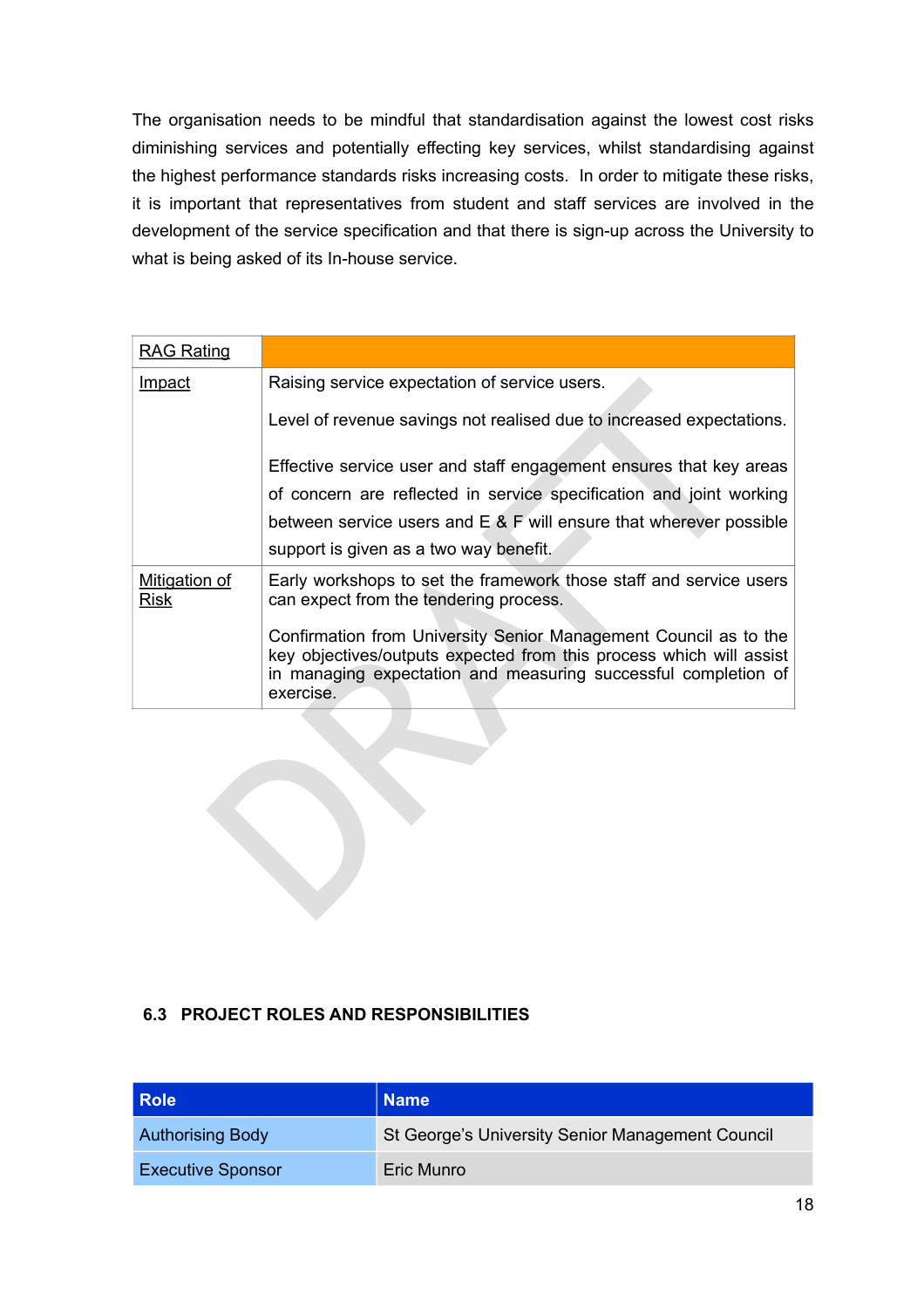The organisation needs to be mindful that standardisation against the lowest cost risks diminishing services and potentially effecting key services, whilst standardising against the highest performance standards risks increasing costs. In order to mitigate these risks, it is important that representatives from student and staff services are involved in the development of the service specification and that there is sign-up across the University to what is being asked of its In-house service.

| RAG Rating | |
|---|---|
| Impact | Raising service expectation of service users.<br><br>Level of revenue savings not realised due to increased expectations.<br><br>Effective service user and staff engagement ensures that key areas of concern are reflected in service specification and joint working between service users and E & F will ensure that wherever possible support is given as a two way benefit. |
| Mitigation of Risk | Early workshops to set the framework those staff and service users can expect from the tendering process.<br><br>Confirmation from University Senior Management Council as to the key objectives/outputs expected from this process which will assist in managing expectation and measuring successful completion of exercise. |

## 6.3 PROJECT ROLES AND RESPONSIBILITIES

| Role | Name |
|---|---|
| Authorising Body | St George's University Senior Management Council |
| Executive Sponsor | Eric Munro |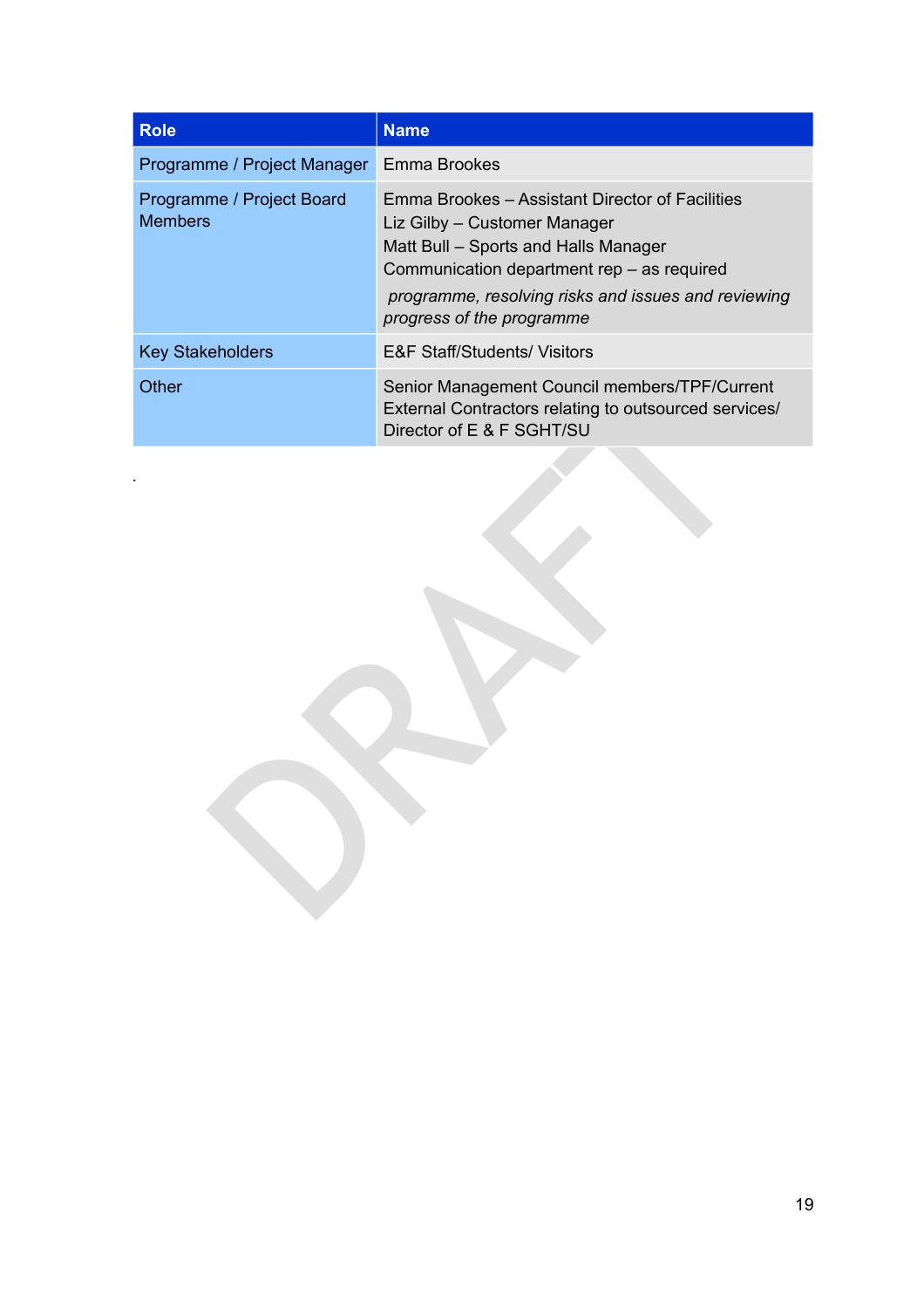| Role | Name |
| --- | --- |
| Programme / Project Manager | Emma Brookes |
| Programme / Project Board Members | Emma Brookes – Assistant Director of Facilities<br>Liz Gilby – Customer Manager<br>Matt Bull – Sports and Halls Manager<br>Communication department rep – as required<br>*programme, resolving risks and issues and reviewing progress of the programme* |
| Key Stakeholders | E&F Staff/Students/ Visitors |
| Other | Senior Management Council members/TPF/Current External Contractors relating to outsourced services/ Director of E & F SGHT/SU |

.